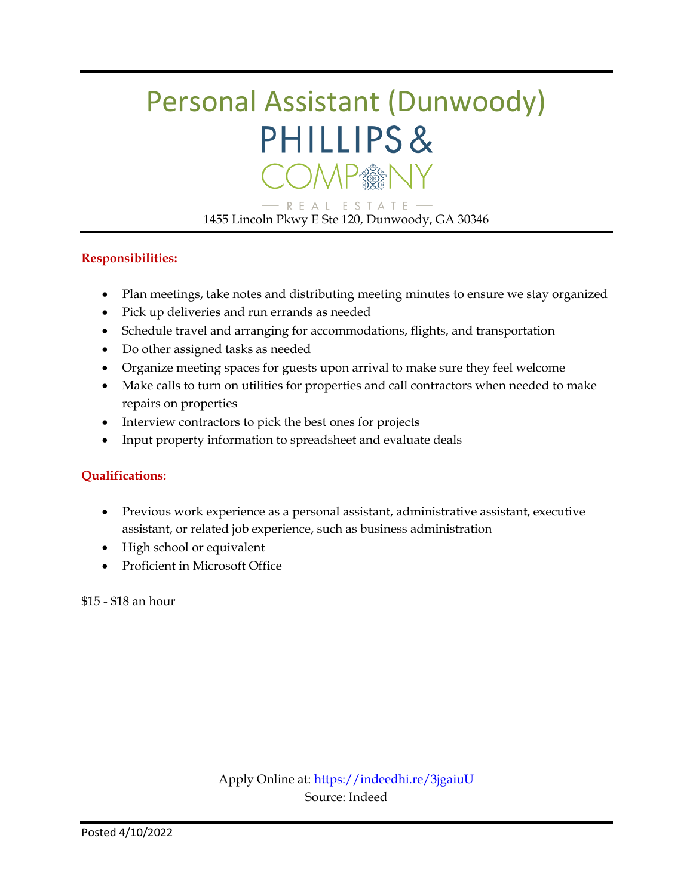# Personal Assistant (Dunwoody)

PHILLIPS & COMPANY

REAL ESTATE

1455 Lincoln Pkwy E Ste 120, Dunwoody, GA 30346

**Responsibilities:**

- Plan meetings, take notes and distributing meeting minutes to ensure we stay organized
- Pick up deliveries and run errands as needed
- Schedule travel and arranging for accommodations, flights, and transportation
- Do other assigned tasks as needed
- Organize meeting spaces for guests upon arrival to make sure they feel welcome
- Make calls to turn on utilities for properties and call contractors when needed to make repairs on properties
- Interview contractors to pick the best ones for projects
- Input property information to spreadsheet and evaluate deals

**Qualifications:**

- Previous work experience as a personal assistant, administrative assistant, executive assistant, or related job experience, such as business administration
- High school or equivalent
- Proficient in Microsoft Office

$15 - $18 an hour

Apply Online at: https://indeedhi.re/3jgaiuU
Source: Indeed

Posted 4/10/2022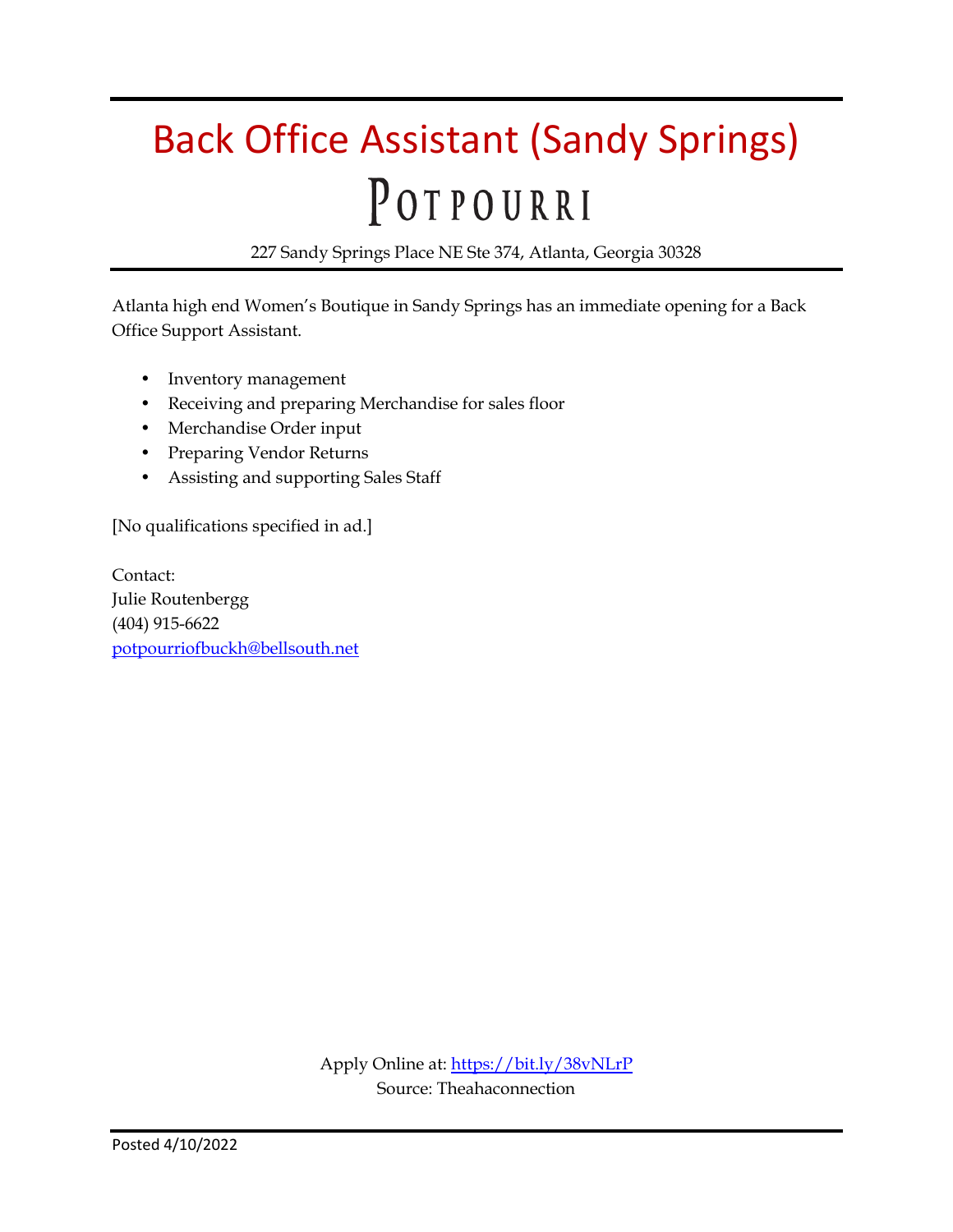# Back Office Assistant (Sandy Springs)

## Potpourri

227 Sandy Springs Place NE Ste 374, Atlanta, Georgia 30328

Atlanta high end Women's Boutique in Sandy Springs has an immediate opening for a Back Office Support Assistant.

- Inventory management
- Receiving and preparing Merchandise for sales floor
- Merchandise Order input
- Preparing Vendor Returns
- Assisting and supporting Sales Staff

[No qualifications specified in ad.]

Contact:
Julie Routenbergg
(404) 915-6622
potpourriofbuckh@bellsouth.net

Apply Online at: https://bit.ly/38vNLrP
Source: Theahaconnection

Posted 4/10/2022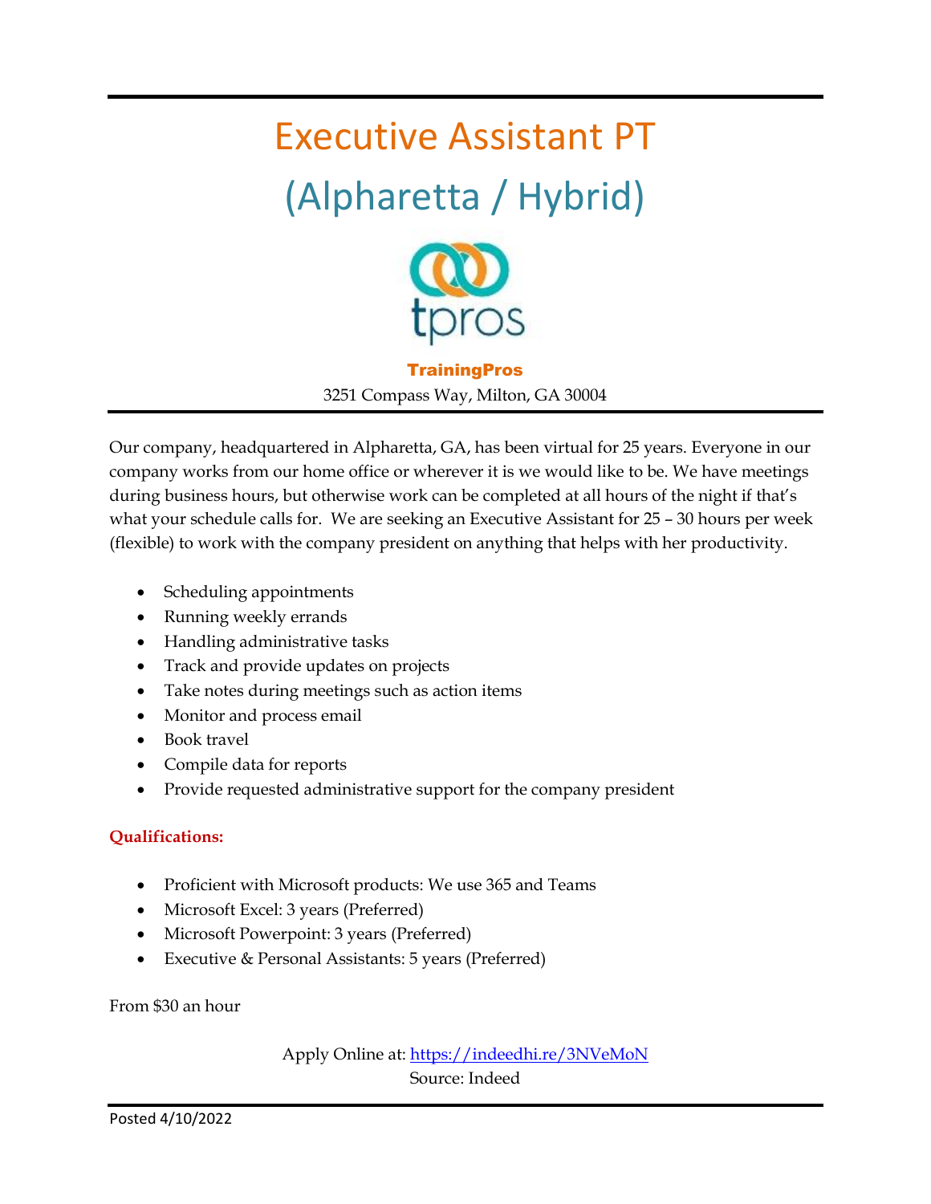# Executive Assistant PT

## (Alpharetta / Hybrid)

**TrainingPros**

3251 Compass Way, Milton, GA 30004

Our company, headquartered in Alpharetta, GA, has been virtual for 25 years. Everyone in our company works from our home office or wherever it is we would like to be. We have meetings during business hours, but otherwise work can be completed at all hours of the night if that's what your schedule calls for. We are seeking an Executive Assistant for 25 – 30 hours per week (flexible) to work with the company president on anything that helps with her productivity.

- Scheduling appointments
- Running weekly errands
- Handling administrative tasks
- Track and provide updates on projects
- Take notes during meetings such as action items
- Monitor and process email
- Book travel
- Compile data for reports
- Provide requested administrative support for the company president

**Qualifications:**

- Proficient with Microsoft products: We use 365 and Teams
- Microsoft Excel: 3 years (Preferred)
- Microsoft Powerpoint: 3 years (Preferred)
- Executive & Personal Assistants: 5 years (Preferred)

From $30 an hour

Apply Online at: https://indeedhi.re/3NVeMoN
Source: Indeed

Posted 4/10/2022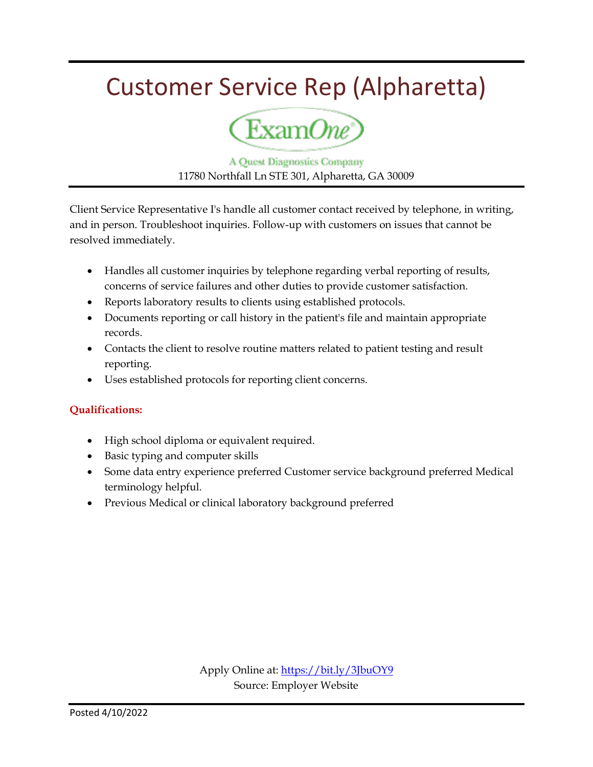# Customer Service Rep (Alpharetta)

ExamOne

A Quest Diagnostics Company

11780 Northfall Ln STE 301, Alpharetta, GA 30009

Client Service Representative I's handle all customer contact received by telephone, in writing, and in person. Troubleshoot inquiries. Follow-up with customers on issues that cannot be resolved immediately.

- Handles all customer inquiries by telephone regarding verbal reporting of results, concerns of service failures and other duties to provide customer satisfaction.
- Reports laboratory results to clients using established protocols.
- Documents reporting or call history in the patient's file and maintain appropriate records.
- Contacts the client to resolve routine matters related to patient testing and result reporting.
- Uses established protocols for reporting client concerns.

**Qualifications:**

- High school diploma or equivalent required.
- Basic typing and computer skills
- Some data entry experience preferred Customer service background preferred Medical terminology helpful.
- Previous Medical or clinical laboratory background preferred

Apply Online at: [https://bit.ly/3JbuOY9](https://bit.ly/3JbuOY9)

Source: Employer Website

Posted 4/10/2022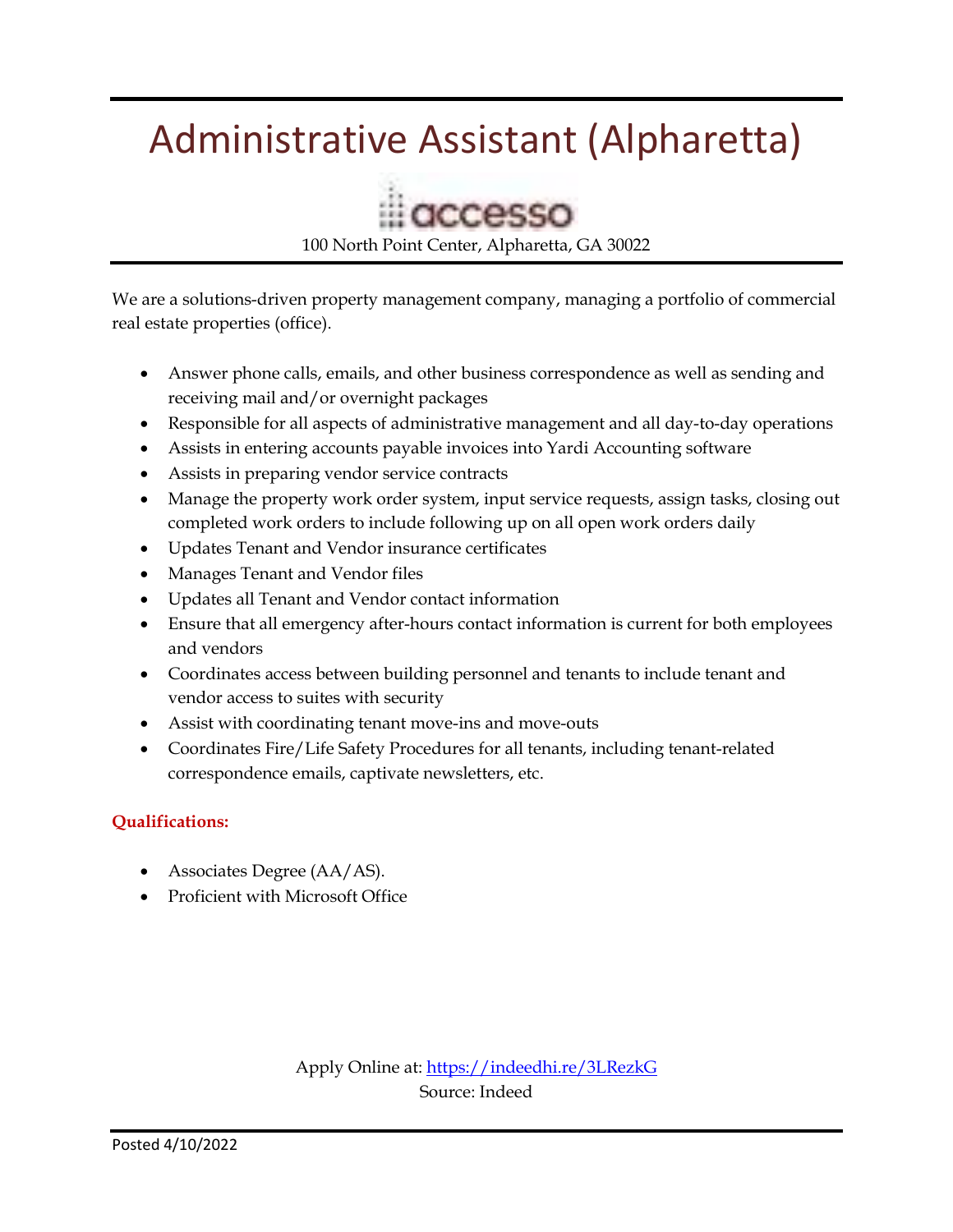# Administrative Assistant (Alpharetta)

accesso

100 North Point Center, Alpharetta, GA 30022

We are a solutions-driven property management company, managing a portfolio of commercial real estate properties (office).

- Answer phone calls, emails, and other business correspondence as well as sending and receiving mail and/or overnight packages
- Responsible for all aspects of administrative management and all day-to-day operations
- Assists in entering accounts payable invoices into Yardi Accounting software
- Assists in preparing vendor service contracts
- Manage the property work order system, input service requests, assign tasks, closing out completed work orders to include following up on all open work orders daily
- Updates Tenant and Vendor insurance certificates
- Manages Tenant and Vendor files
- Updates all Tenant and Vendor contact information
- Ensure that all emergency after-hours contact information is current for both employees and vendors
- Coordinates access between building personnel and tenants to include tenant and vendor access to suites with security
- Assist with coordinating tenant move-ins and move-outs
- Coordinates Fire/Life Safety Procedures for all tenants, including tenant-related correspondence emails, captivate newsletters, etc.

**Qualifications:**

- Associates Degree (AA/AS).
- Proficient with Microsoft Office

Apply Online at: https://indeedhi.re/3LRezkG

Source: Indeed

Posted 4/10/2022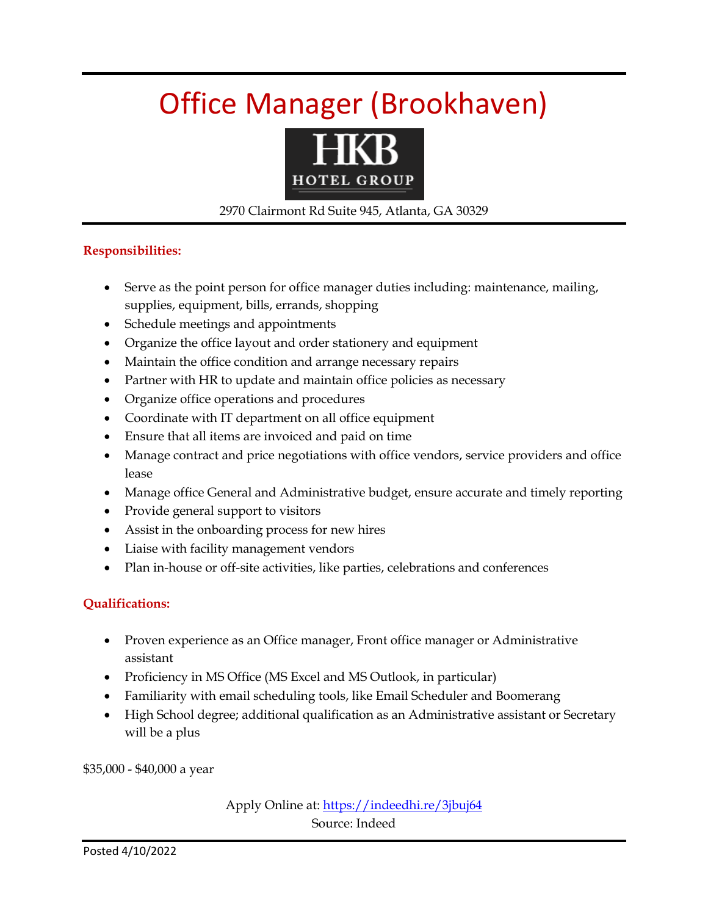# Office Manager (Brookhaven)

HKB HOTEL GROUP

2970 Clairmont Rd Suite 945, Atlanta, GA 30329

**Responsibilities:**

- Serve as the point person for office manager duties including: maintenance, mailing, supplies, equipment, bills, errands, shopping
- Schedule meetings and appointments
- Organize the office layout and order stationery and equipment
- Maintain the office condition and arrange necessary repairs
- Partner with HR to update and maintain office policies as necessary
- Organize office operations and procedures
- Coordinate with IT department on all office equipment
- Ensure that all items are invoiced and paid on time
- Manage contract and price negotiations with office vendors, service providers and office lease
- Manage office General and Administrative budget, ensure accurate and timely reporting
- Provide general support to visitors
- Assist in the onboarding process for new hires
- Liaise with facility management vendors
- Plan in-house or off-site activities, like parties, celebrations and conferences

**Qualifications:**

- Proven experience as an Office manager, Front office manager or Administrative assistant
- Proficiency in MS Office (MS Excel and MS Outlook, in particular)
- Familiarity with email scheduling tools, like Email Scheduler and Boomerang
- High School degree; additional qualification as an Administrative assistant or Secretary will be a plus

$35,000 - $40,000 a year

Apply Online at: https://indeedhi.re/3jbuj64

Source: Indeed

Posted 4/10/2022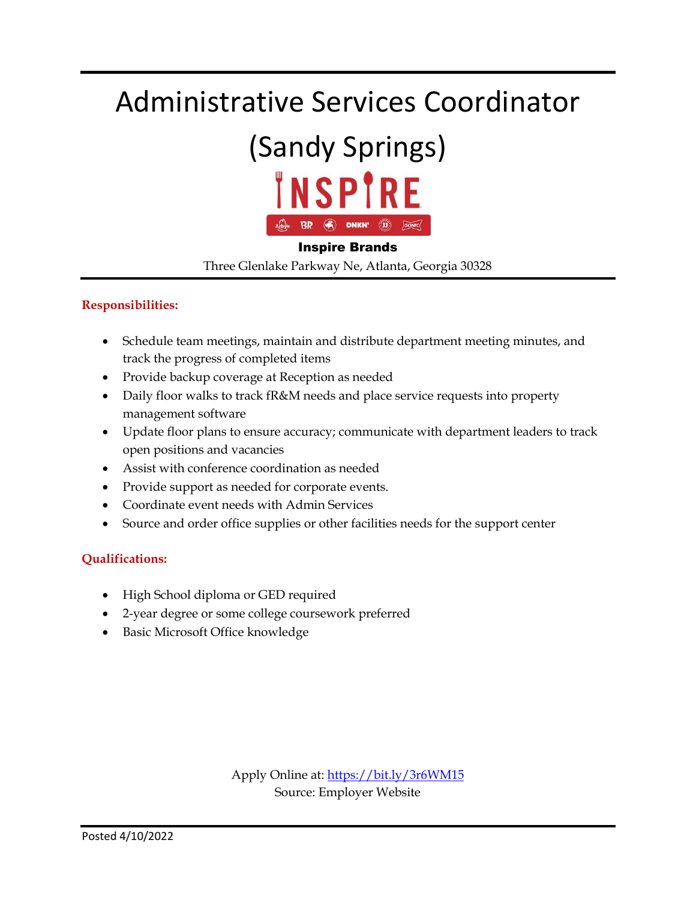# Administrative Services Coordinator (Sandy Springs)

**Inspire Brands**

Three Glenlake Parkway Ne, Atlanta, Georgia 30328

**Responsibilities:**

- Schedule team meetings, maintain and distribute department meeting minutes, and track the progress of completed items
- Provide backup coverage at Reception as needed
- Daily floor walks to track fR&M needs and place service requests into property management software
- Update floor plans to ensure accuracy; communicate with department leaders to track open positions and vacancies
- Assist with conference coordination as needed
- Provide support as needed for corporate events.
- Coordinate event needs with Admin Services
- Source and order office supplies or other facilities needs for the support center

**Qualifications:**

- High School diploma or GED required
- 2-year degree or some college coursework preferred
- Basic Microsoft Office knowledge

Apply Online at: https://bit.ly/3r6WM15
Source: Employer Website

Posted 4/10/2022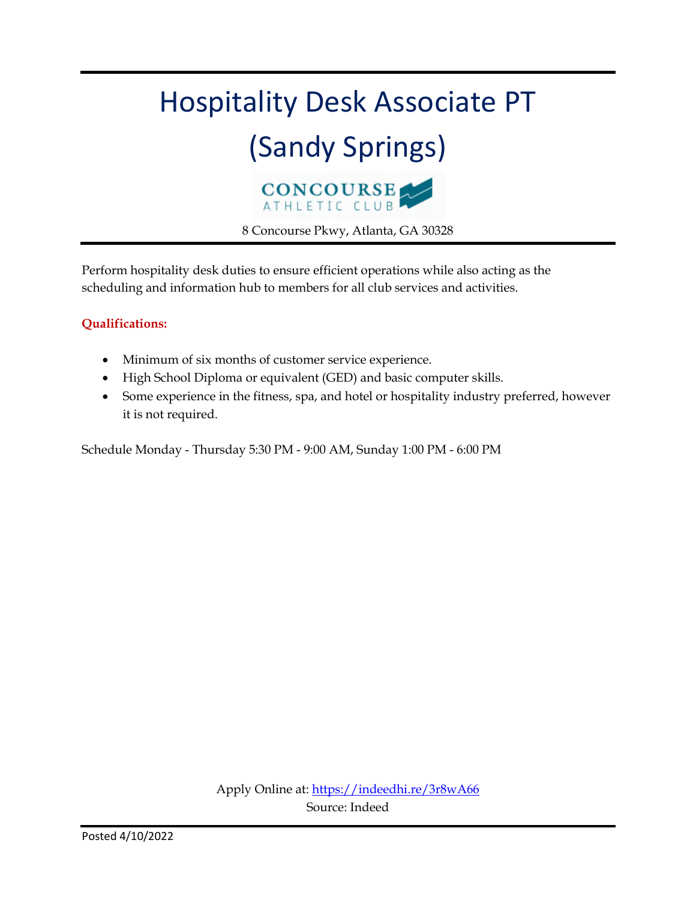# Hospitality Desk Associate PT (Sandy Springs)

CONCOURSE ATHLETIC CLUB

8 Concourse Pkwy, Atlanta, GA 30328

Perform hospitality desk duties to ensure efficient operations while also acting as the scheduling and information hub to members for all club services and activities.

**Qualifications:**

- Minimum of six months of customer service experience.
- High School Diploma or equivalent (GED) and basic computer skills.
- Some experience in the fitness, spa, and hotel or hospitality industry preferred, however it is not required.

Schedule Monday - Thursday 5:30 PM - 9:00 AM, Sunday 1:00 PM - 6:00 PM

Apply Online at: https://indeedhi.re/3r8wA66
Source: Indeed

Posted 4/10/2022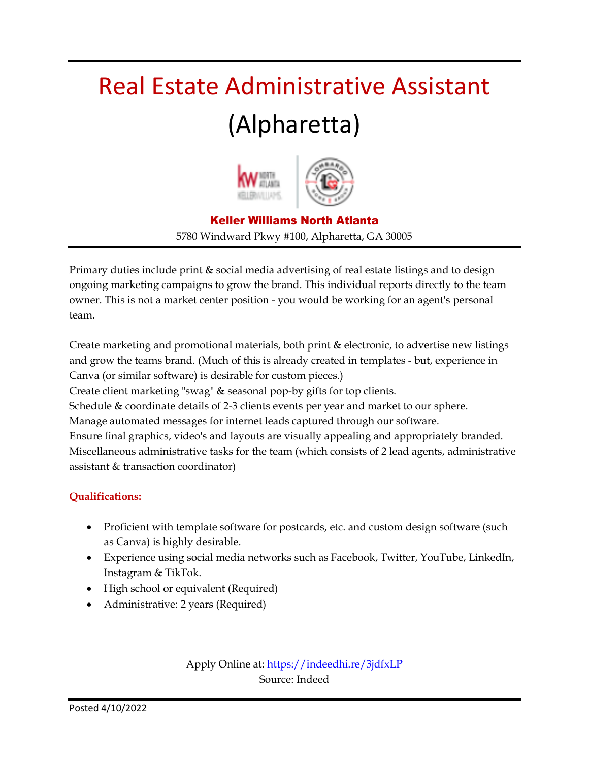# Real Estate Administrative Assistant

# (Alpharetta)

**Keller Williams North Atlanta**

5780 Windward Pkwy #100, Alpharetta, GA 30005

Primary duties include print & social media advertising of real estate listings and to design ongoing marketing campaigns to grow the brand. This individual reports directly to the team owner. This is not a market center position - you would be working for an agent's personal team.

Create marketing and promotional materials, both print & electronic, to advertise new listings and grow the teams brand. (Much of this is already created in templates - but, experience in Canva (or similar software) is desirable for custom pieces.)
Create client marketing "swag" & seasonal pop-by gifts for top clients.
Schedule & coordinate details of 2-3 clients events per year and market to our sphere.
Manage automated messages for internet leads captured through our software.
Ensure final graphics, video's and layouts are visually appealing and appropriately branded.
Miscellaneous administrative tasks for the team (which consists of 2 lead agents, administrative assistant & transaction coordinator)

**Qualifications:**

- Proficient with template software for postcards, etc. and custom design software (such as Canva) is highly desirable.
- Experience using social media networks such as Facebook, Twitter, YouTube, LinkedIn, Instagram & TikTok.
- High school or equivalent (Required)
- Administrative: 2 years (Required)

Apply Online at: https://indeedhi.re/3jdfxLP
Source: Indeed

Posted 4/10/2022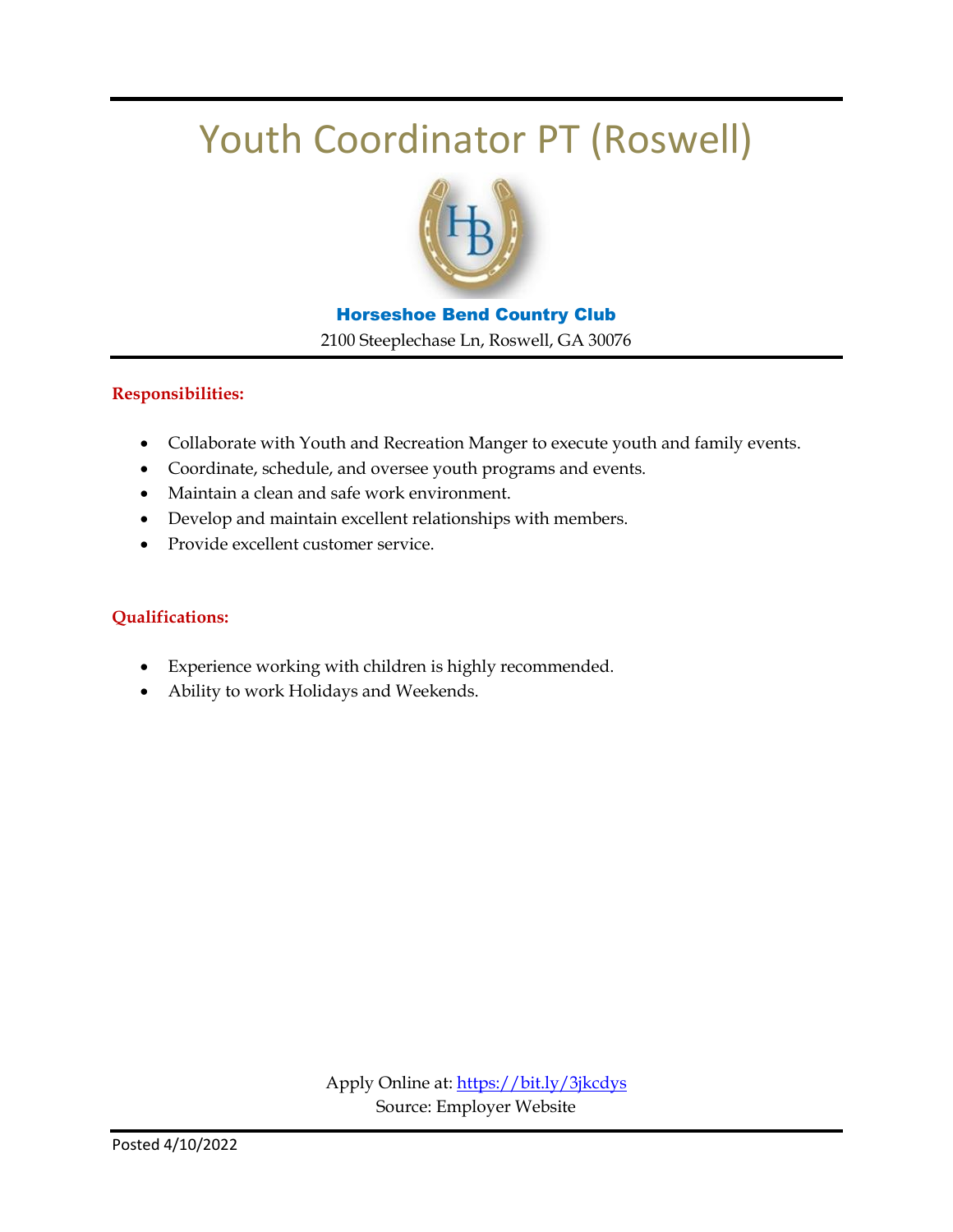# Youth Coordinator PT (Roswell)

**Horseshoe Bend Country Club**

2100 Steeplechase Ln, Roswell, GA 30076

**Responsibilities:**

- Collaborate with Youth and Recreation Manger to execute youth and family events.
- Coordinate, schedule, and oversee youth programs and events.
- Maintain a clean and safe work environment.
- Develop and maintain excellent relationships with members.
- Provide excellent customer service.

**Qualifications:**

- Experience working with children is highly recommended.
- Ability to work Holidays and Weekends.

Apply Online at: https://bit.ly/3jkcdys

Source: Employer Website

Posted 4/10/2022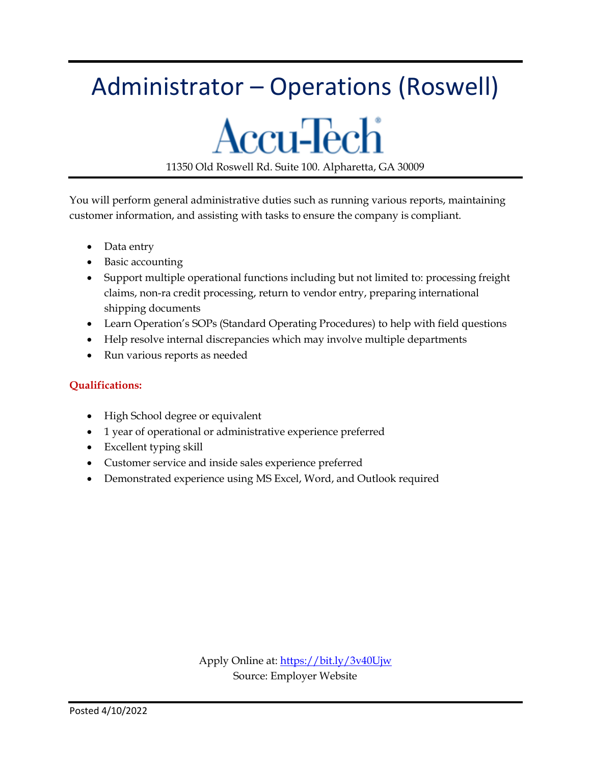# Administrator – Operations (Roswell)

## Accu-Tech

11350 Old Roswell Rd. Suite 100. Alpharetta, GA 30009

You will perform general administrative duties such as running various reports, maintaining customer information, and assisting with tasks to ensure the company is compliant.

- Data entry
- Basic accounting
- Support multiple operational functions including but not limited to: processing freight claims, non-ra credit processing, return to vendor entry, preparing international shipping documents
- Learn Operation's SOPs (Standard Operating Procedures) to help with field questions
- Help resolve internal discrepancies which may involve multiple departments
- Run various reports as needed

**Qualifications:**

- High School degree or equivalent
- 1 year of operational or administrative experience preferred
- Excellent typing skill
- Customer service and inside sales experience preferred
- Demonstrated experience using MS Excel, Word, and Outlook required

Apply Online at: https://bit.ly/3v40Ujw
Source: Employer Website

Posted 4/10/2022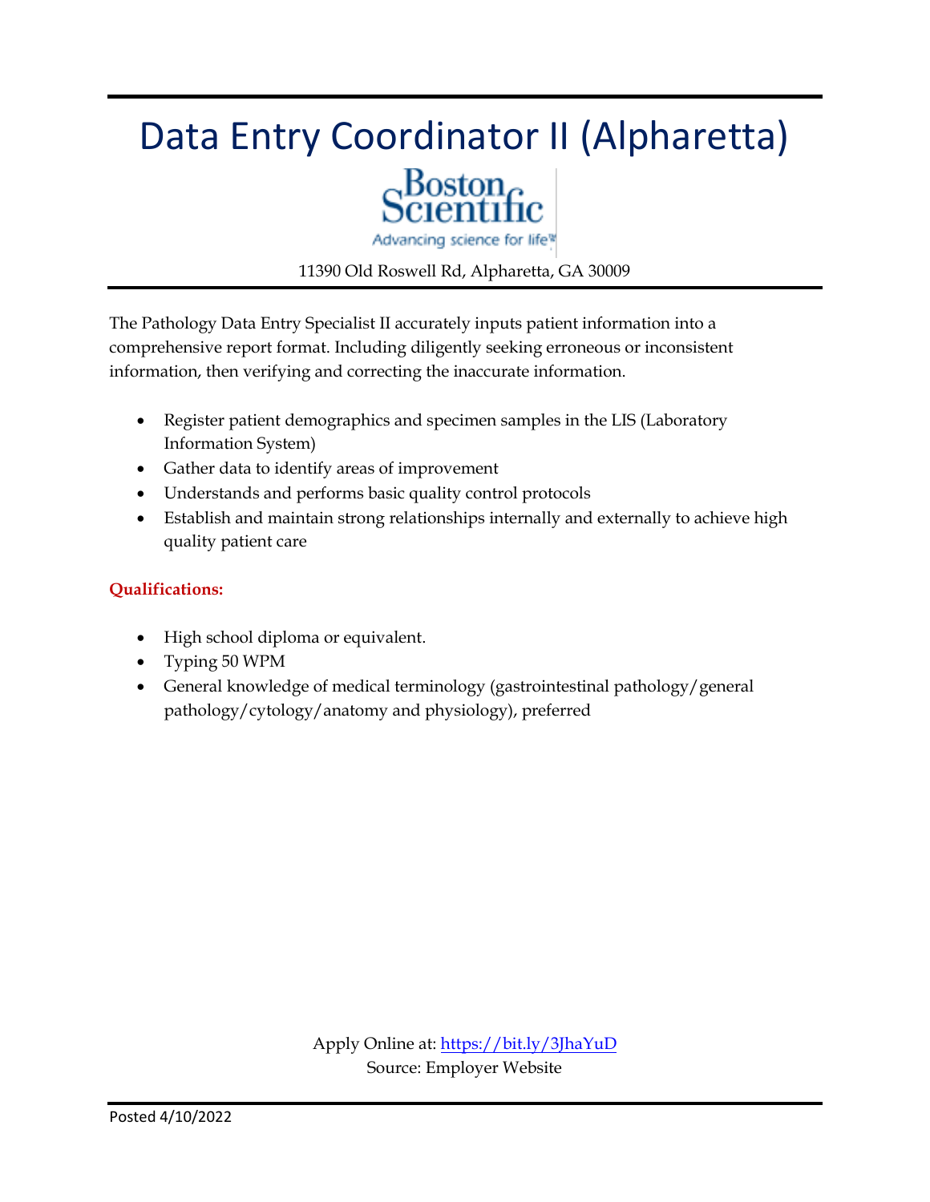# Data Entry Coordinator II (Alpharetta)

Boston Scientific
Advancing science for life

11390 Old Roswell Rd, Alpharetta, GA 30009

The Pathology Data Entry Specialist II accurately inputs patient information into a comprehensive report format. Including diligently seeking erroneous or inconsistent information, then verifying and correcting the inaccurate information.

- Register patient demographics and specimen samples in the LIS (Laboratory Information System)
- Gather data to identify areas of improvement
- Understands and performs basic quality control protocols
- Establish and maintain strong relationships internally and externally to achieve high quality patient care

**Qualifications:**

- High school diploma or equivalent.
- Typing 50 WPM
- General knowledge of medical terminology (gastrointestinal pathology/general pathology/cytology/anatomy and physiology), preferred

Apply Online at: https://bit.ly/3JhaYuD
Source: Employer Website

Posted 4/10/2022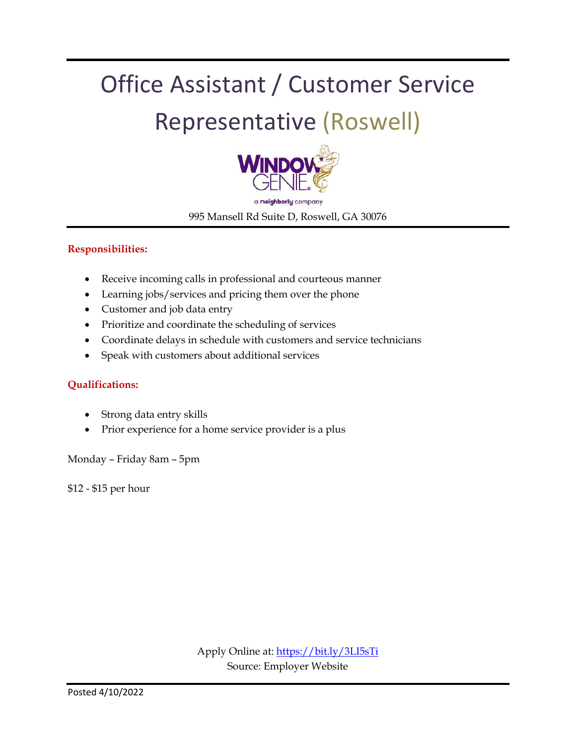# Office Assistant / Customer Service Representative (Roswell)

WINDOW GENIE®

a neighborly company

995 Mansell Rd Suite D, Roswell, GA 30076

**Responsibilities:**

- Receive incoming calls in professional and courteous manner
- Learning jobs/services and pricing them over the phone
- Customer and job data entry
- Prioritize and coordinate the scheduling of services
- Coordinate delays in schedule with customers and service technicians
- Speak with customers about additional services

**Qualifications:**

- Strong data entry skills
- Prior experience for a home service provider is a plus

Monday – Friday 8am – 5pm

$12 - $15 per hour

Apply Online at: https://bit.ly/3LI5sTi
Source: Employer Website

Posted 4/10/2022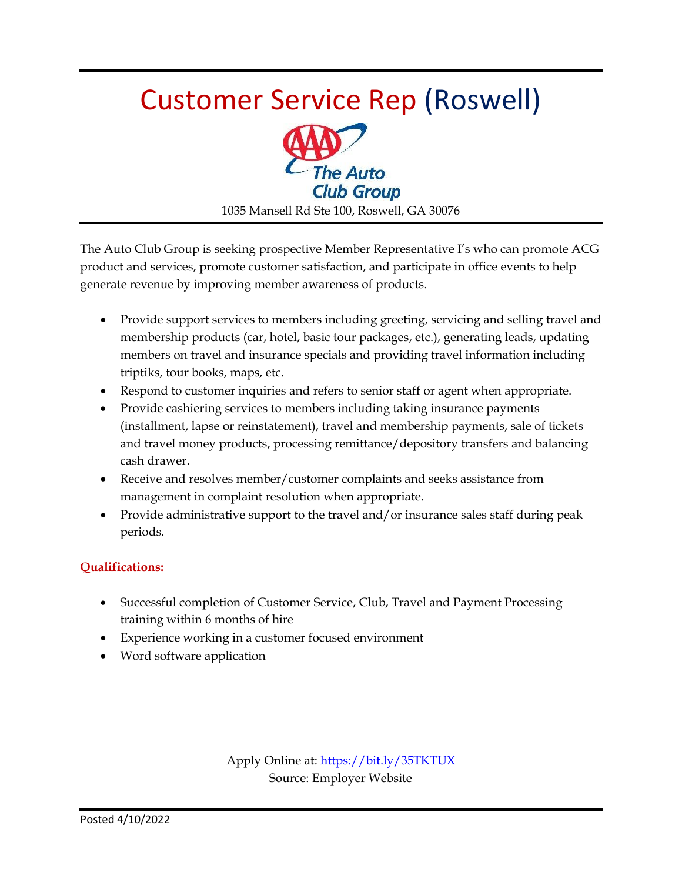# Customer Service Rep (Roswell)

The Auto Club Group

1035 Mansell Rd Ste 100, Roswell, GA 30076

The Auto Club Group is seeking prospective Member Representative I's who can promote ACG product and services, promote customer satisfaction, and participate in office events to help generate revenue by improving member awareness of products.

- Provide support services to members including greeting, servicing and selling travel and membership products (car, hotel, basic tour packages, etc.), generating leads, updating members on travel and insurance specials and providing travel information including triptiks, tour books, maps, etc.
- Respond to customer inquiries and refers to senior staff or agent when appropriate.
- Provide cashiering services to members including taking insurance payments (installment, lapse or reinstatement), travel and membership payments, sale of tickets and travel money products, processing remittance/depository transfers and balancing cash drawer.
- Receive and resolves member/customer complaints and seeks assistance from management in complaint resolution when appropriate.
- Provide administrative support to the travel and/or insurance sales staff during peak periods.

**Qualifications:**

- Successful completion of Customer Service, Club, Travel and Payment Processing training within 6 months of hire
- Experience working in a customer focused environment
- Word software application

Apply Online at: https://bit.ly/35TKTUX
Source: Employer Website

Posted 4/10/2022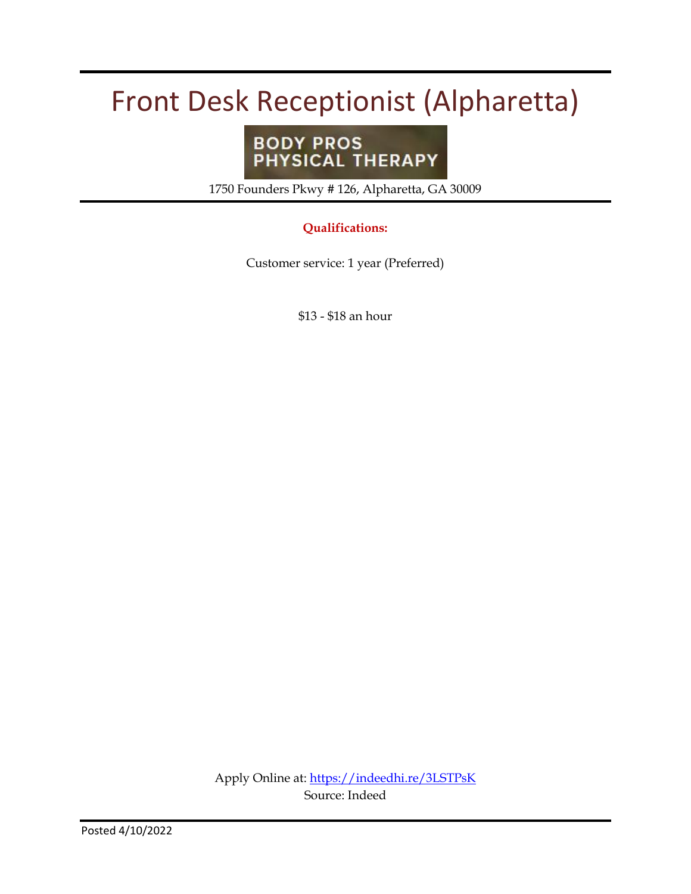# Front Desk Receptionist (Alpharetta)

BODY PROS PHYSICAL THERAPY

1750 Founders Pkwy # 126, Alpharetta, GA 30009

**Qualifications:**

Customer service: 1 year (Preferred)

$13 - $18 an hour

Apply Online at: [https://indeedhi.re/3LSTPsK](https://indeedhi.re/3LSTPsK)
Source: Indeed

Posted 4/10/2022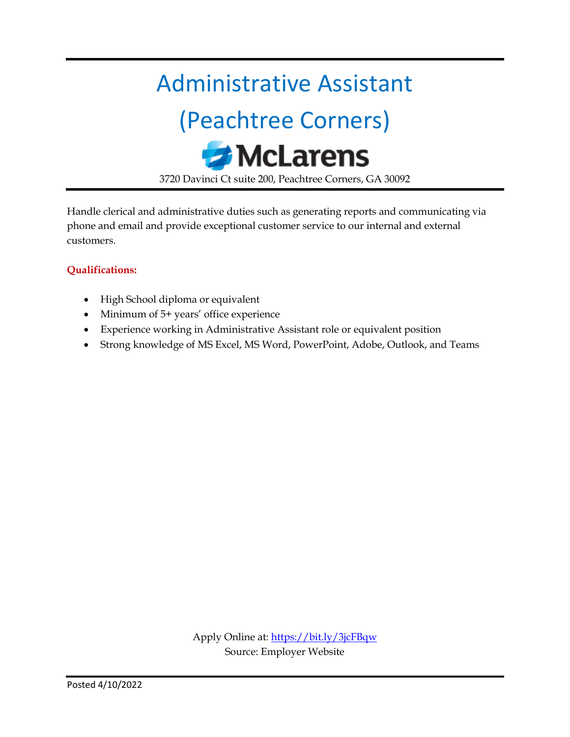# Administrative Assistant (Peachtree Corners)

McLarens

3720 Davinci Ct suite 200, Peachtree Corners, GA 30092

Handle clerical and administrative duties such as generating reports and communicating via phone and email and provide exceptional customer service to our internal and external customers.

**Qualifications:**

- High School diploma or equivalent
- Minimum of 5+ years' office experience
- Experience working in Administrative Assistant role or equivalent position
- Strong knowledge of MS Excel, MS Word, PowerPoint, Adobe, Outlook, and Teams

Apply Online at: https://bit.ly/3jcFBqw
Source: Employer Website

Posted 4/10/2022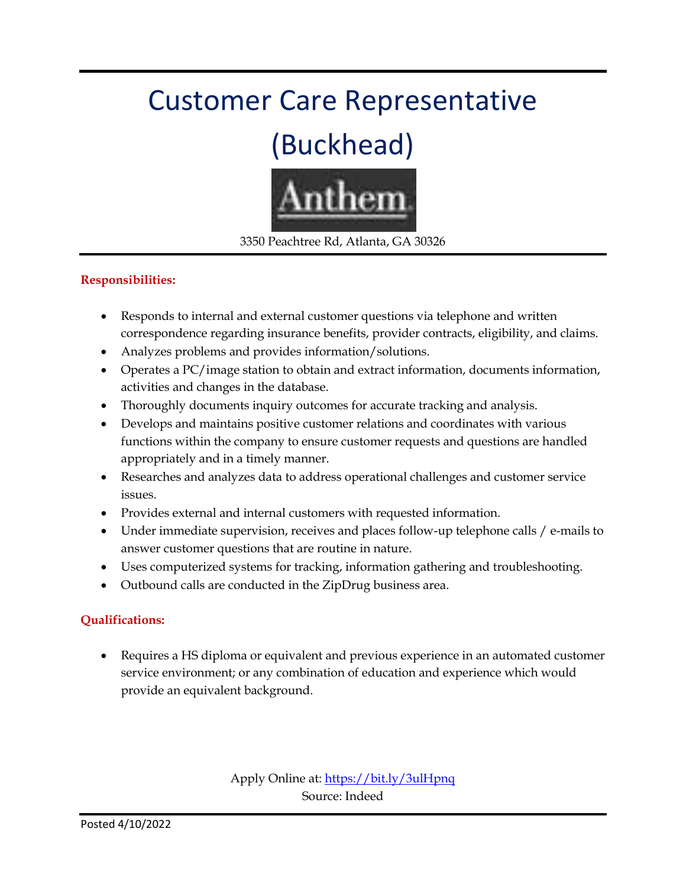# Customer Care Representative (Buckhead)

Anthem

3350 Peachtree Rd, Atlanta, GA 30326

**Responsibilities:**

- Responds to internal and external customer questions via telephone and written correspondence regarding insurance benefits, provider contracts, eligibility, and claims.
- Analyzes problems and provides information/solutions.
- Operates a PC/image station to obtain and extract information, documents information, activities and changes in the database.
- Thoroughly documents inquiry outcomes for accurate tracking and analysis.
- Develops and maintains positive customer relations and coordinates with various functions within the company to ensure customer requests and questions are handled appropriately and in a timely manner.
- Researches and analyzes data to address operational challenges and customer service issues.
- Provides external and internal customers with requested information.
- Under immediate supervision, receives and places follow-up telephone calls / e-mails to answer customer questions that are routine in nature.
- Uses computerized systems for tracking, information gathering and troubleshooting.
- Outbound calls are conducted in the ZipDrug business area.

**Qualifications:**

- Requires a HS diploma or equivalent and previous experience in an automated customer service environment; or any combination of education and experience which would provide an equivalent background.

Apply Online at: https://bit.ly/3ulHpnq
Source: Indeed

Posted 4/10/2022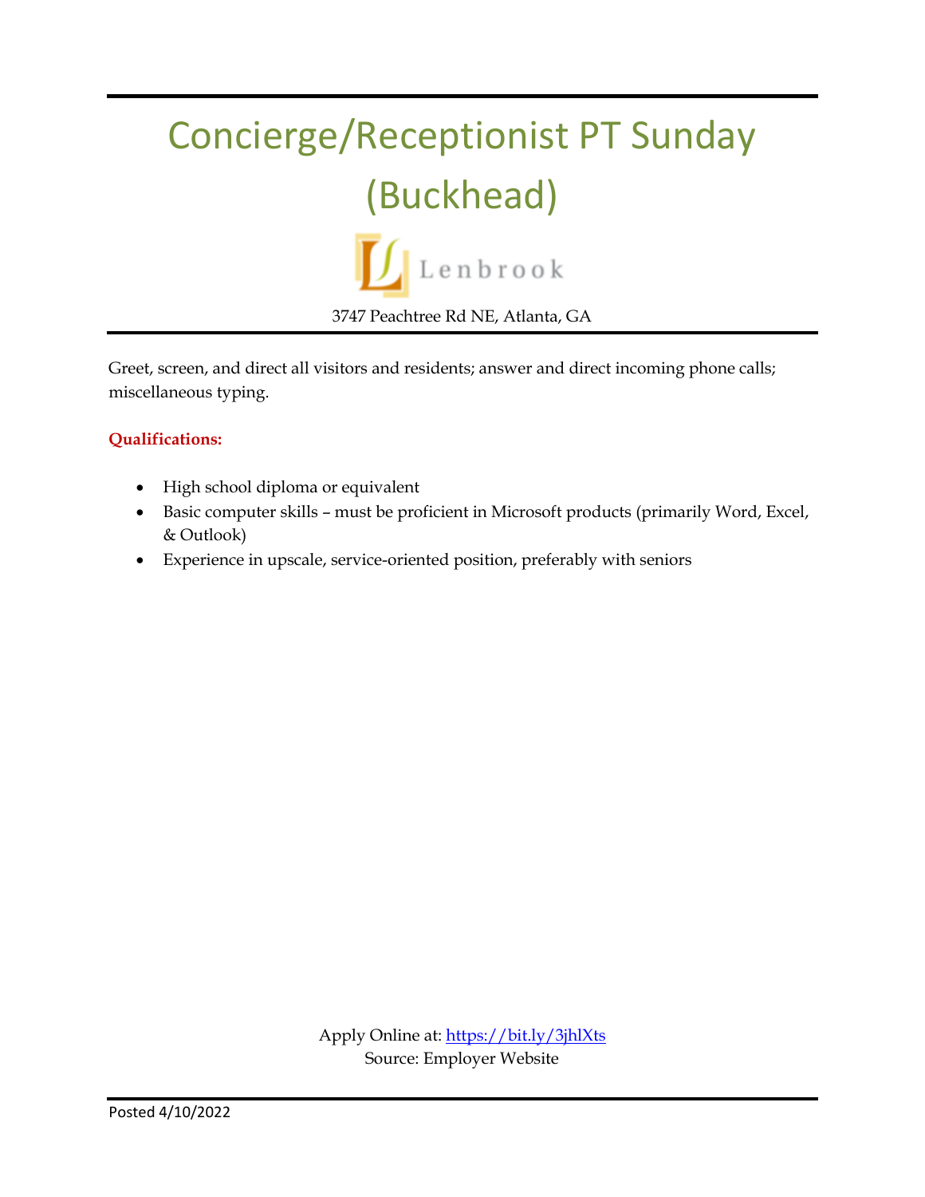# Concierge/Receptionist PT Sunday (Buckhead)

Lenbrook

3747 Peachtree Rd NE, Atlanta, GA

Greet, screen, and direct all visitors and residents; answer and direct incoming phone calls; miscellaneous typing.

**Qualifications:**

- High school diploma or equivalent
- Basic computer skills – must be proficient in Microsoft products (primarily Word, Excel, & Outlook)
- Experience in upscale, service-oriented position, preferably with seniors

Apply Online at: https://bit.ly/3jhlXts
Source: Employer Website

Posted 4/10/2022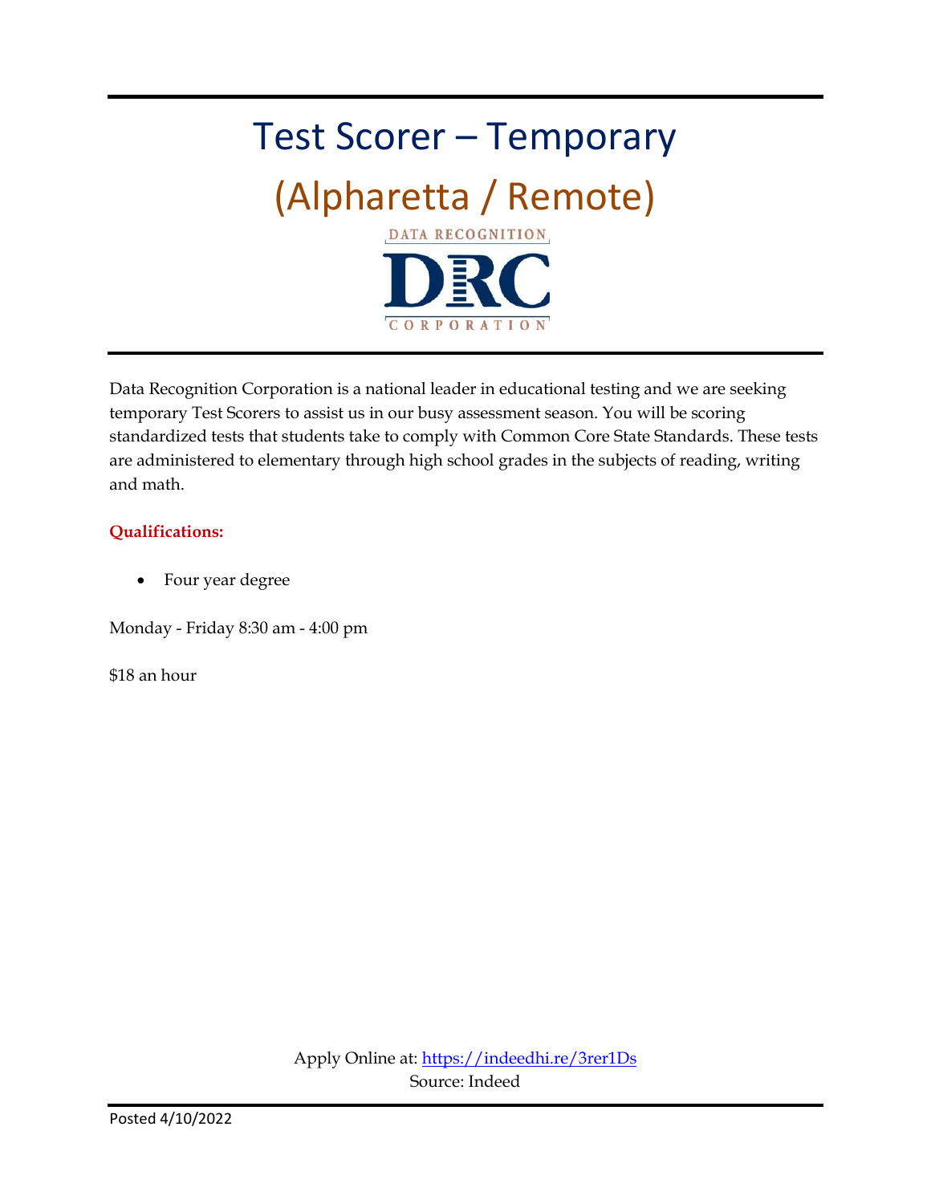# Test Scorer – Temporary

## (Alpharetta / Remote)

DATA RECOGNITION
DRC
CORPORATION

Data Recognition Corporation is a national leader in educational testing and we are seeking temporary Test Scorers to assist us in our busy assessment season. You will be scoring standardized tests that students take to comply with Common Core State Standards. These tests are administered to elementary through high school grades in the subjects of reading, writing and math.

**Qualifications:**

- Four year degree

Monday - Friday 8:30 am - 4:00 pm

$18 an hour

Apply Online at: https://indeedhi.re/3rer1Ds
Source: Indeed

Posted 4/10/2022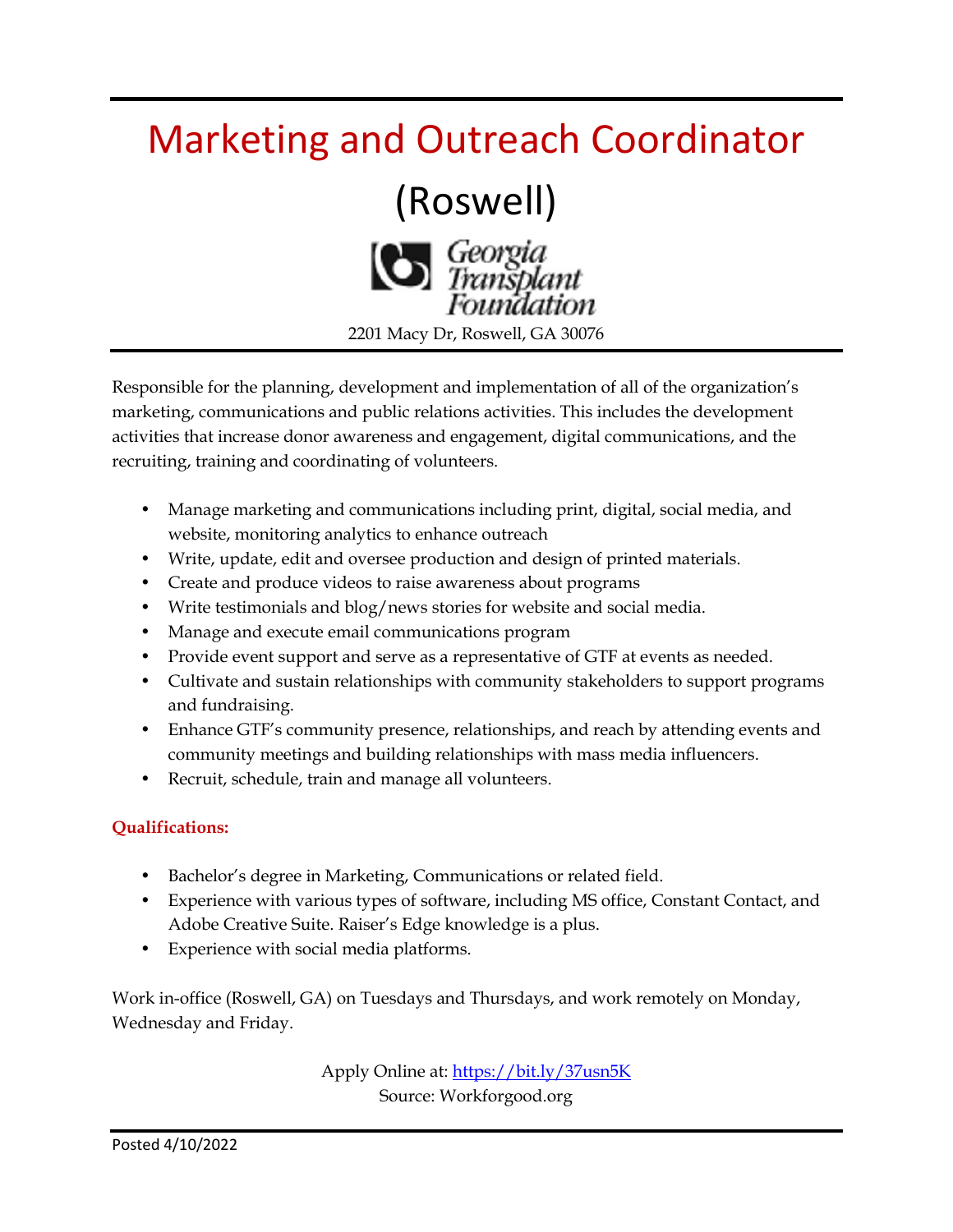# Marketing and Outreach Coordinator (Roswell)

Georgia Transplant Foundation

2201 Macy Dr, Roswell, GA 30076

Responsible for the planning, development and implementation of all of the organization's marketing, communications and public relations activities. This includes the development activities that increase donor awareness and engagement, digital communications, and the recruiting, training and coordinating of volunteers.

- Manage marketing and communications including print, digital, social media, and website, monitoring analytics to enhance outreach
- Write, update, edit and oversee production and design of printed materials.
- Create and produce videos to raise awareness about programs
- Write testimonials and blog/news stories for website and social media.
- Manage and execute email communications program
- Provide event support and serve as a representative of GTF at events as needed.
- Cultivate and sustain relationships with community stakeholders to support programs and fundraising.
- Enhance GTF's community presence, relationships, and reach by attending events and community meetings and building relationships with mass media influencers.
- Recruit, schedule, train and manage all volunteers.

**Qualifications:**

- Bachelor's degree in Marketing, Communications or related field.
- Experience with various types of software, including MS office, Constant Contact, and Adobe Creative Suite. Raiser's Edge knowledge is a plus.
- Experience with social media platforms.

Work in-office (Roswell, GA) on Tuesdays and Thursdays, and work remotely on Monday, Wednesday and Friday.

Apply Online at: https://bit.ly/37usn5K
Source: Workforgood.org

Posted 4/10/2022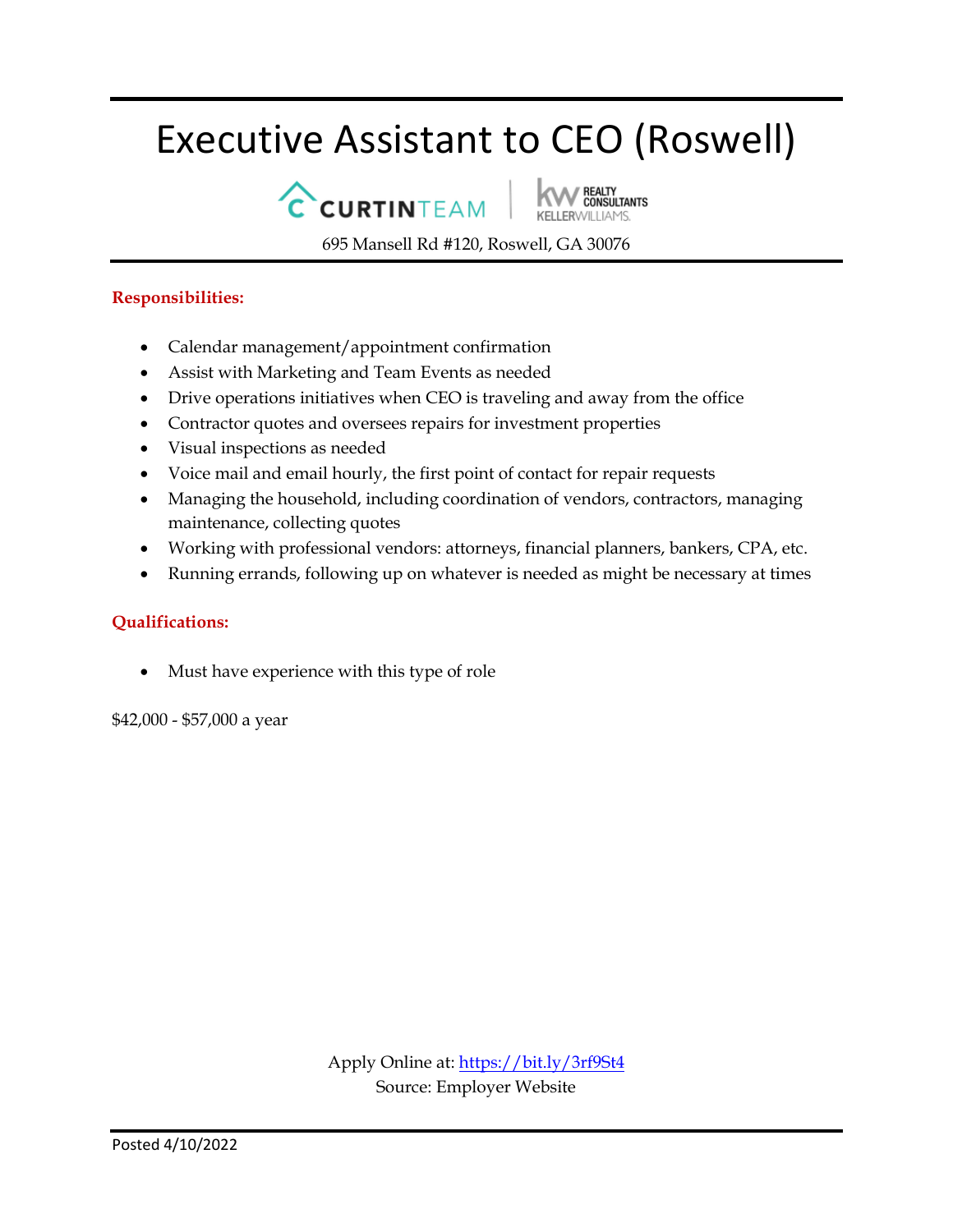# Executive Assistant to CEO (Roswell)

CURTINTEAM | kw REALTY CONSULTANTS KELLERWILLIAMS.

695 Mansell Rd #120, Roswell, GA 30076

**Responsibilities:**

- Calendar management/appointment confirmation
- Assist with Marketing and Team Events as needed
- Drive operations initiatives when CEO is traveling and away from the office
- Contractor quotes and oversees repairs for investment properties
- Visual inspections as needed
- Voice mail and email hourly, the first point of contact for repair requests
- Managing the household, including coordination of vendors, contractors, managing maintenance, collecting quotes
- Working with professional vendors: attorneys, financial planners, bankers, CPA, etc.
- Running errands, following up on whatever is needed as might be necessary at times

**Qualifications:**

- Must have experience with this type of role

$42,000 - $57,000 a year

Apply Online at: https://bit.ly/3rf9St4
Source: Employer Website

Posted 4/10/2022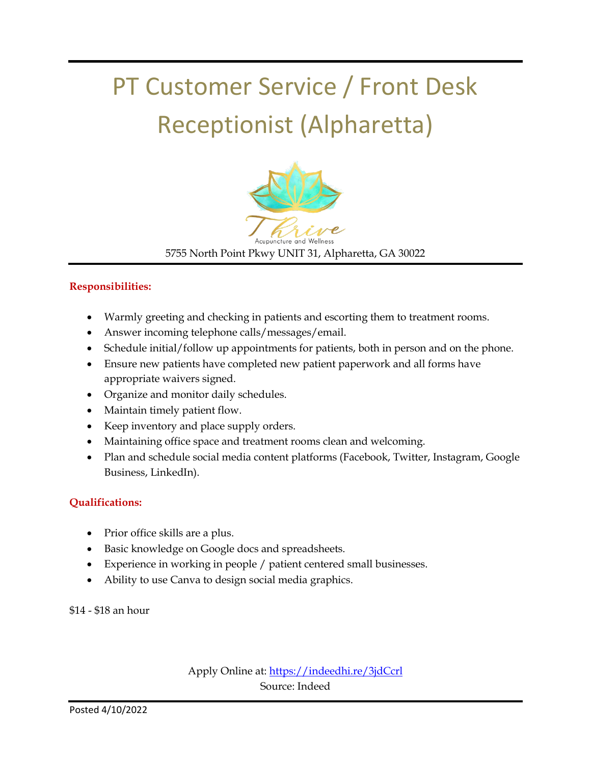# PT Customer Service / Front Desk Receptionist (Alpharetta)

Thrive
Acupuncture and Wellness

5755 North Point Pkwy UNIT 31, Alpharetta, GA 30022

**Responsibilities:**

- Warmly greeting and checking in patients and escorting them to treatment rooms.
- Answer incoming telephone calls/messages/email.
- Schedule initial/follow up appointments for patients, both in person and on the phone.
- Ensure new patients have completed new patient paperwork and all forms have appropriate waivers signed.
- Organize and monitor daily schedules.
- Maintain timely patient flow.
- Keep inventory and place supply orders.
- Maintaining office space and treatment rooms clean and welcoming.
- Plan and schedule social media content platforms (Facebook, Twitter, Instagram, Google Business, LinkedIn).

**Qualifications:**

- Prior office skills are a plus.
- Basic knowledge on Google docs and spreadsheets.
- Experience in working in people / patient centered small businesses.
- Ability to use Canva to design social media graphics.

$14 - $18 an hour

Apply Online at: https://indeedhi.re/3jdCcrl
Source: Indeed

Posted 4/10/2022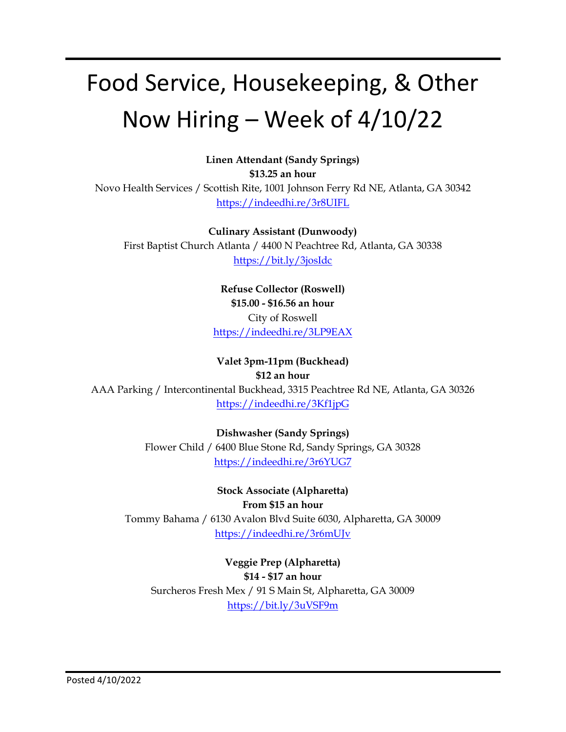# Food Service, Housekeeping, & Other Now Hiring – Week of 4/10/22

**Linen Attendant (Sandy Springs)**
**$13.25 an hour**
Novo Health Services / Scottish Rite, 1001 Johnson Ferry Rd NE, Atlanta, GA 30342
https://indeedhi.re/3r8UIFL

**Culinary Assistant (Dunwoody)**
First Baptist Church Atlanta / 4400 N Peachtree Rd, Atlanta, GA 30338
https://bit.ly/3josIdc

**Refuse Collector (Roswell)**
**$15.00 - $16.56 an hour**
City of Roswell
https://indeedhi.re/3LP9EAX

**Valet 3pm-11pm (Buckhead)**
**$12 an hour**
AAA Parking / Intercontinental Buckhead, 3315 Peachtree Rd NE, Atlanta, GA 30326
https://indeedhi.re/3Kf1jpG

**Dishwasher (Sandy Springs)**
Flower Child / 6400 Blue Stone Rd, Sandy Springs, GA 30328
https://indeedhi.re/3r6YUG7

**Stock Associate (Alpharetta)**
**From $15 an hour**
Tommy Bahama / 6130 Avalon Blvd Suite 6030, Alpharetta, GA 30009
https://indeedhi.re/3r6mUJv

**Veggie Prep (Alpharetta)**
**$14 - $17 an hour**
Surcheros Fresh Mex / 91 S Main St, Alpharetta, GA 30009
https://bit.ly/3uVSF9m

Posted 4/10/2022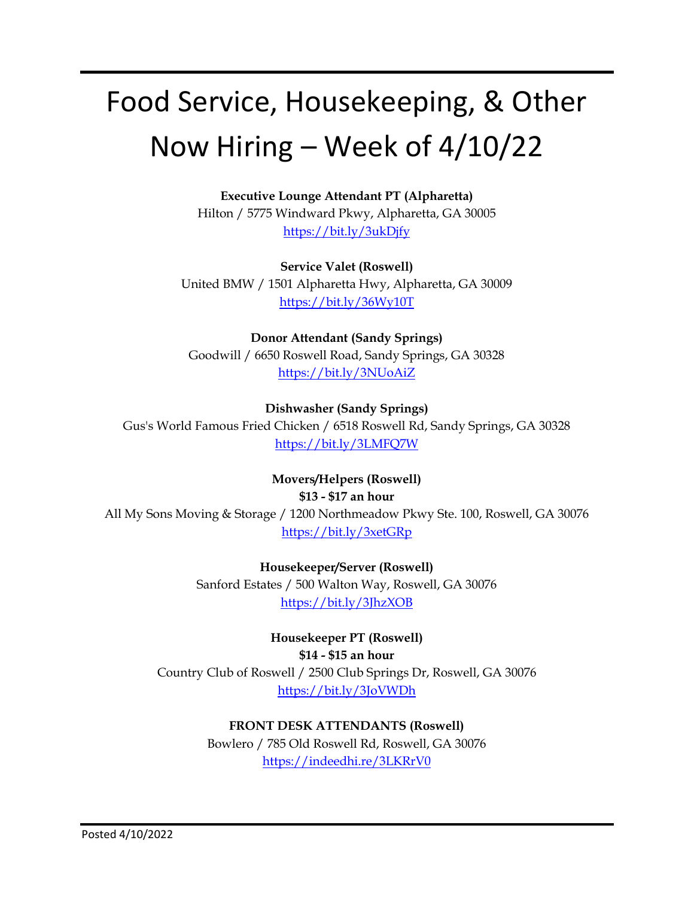# Food Service, Housekeeping, & Other Now Hiring – Week of 4/10/22

**Executive Lounge Attendant PT (Alpharetta)**
Hilton / 5775 Windward Pkwy, Alpharetta, GA 30005
https://bit.ly/3ukDjfy

**Service Valet (Roswell)**
United BMW / 1501 Alpharetta Hwy, Alpharetta, GA 30009
https://bit.ly/36Wy10T

**Donor Attendant (Sandy Springs)**
Goodwill / 6650 Roswell Road, Sandy Springs, GA 30328
https://bit.ly/3NUoAiZ

**Dishwasher (Sandy Springs)**
Gus's World Famous Fried Chicken / 6518 Roswell Rd, Sandy Springs, GA 30328
https://bit.ly/3LMFQ7W

**Movers/Helpers (Roswell)**
**$13 - $17 an hour**
All My Sons Moving & Storage / 1200 Northmeadow Pkwy Ste. 100, Roswell, GA 30076
https://bit.ly/3xetGRp

**Housekeeper/Server (Roswell)**
Sanford Estates / 500 Walton Way, Roswell, GA 30076
https://bit.ly/3JhzXOB

**Housekeeper PT (Roswell)**
**$14 - $15 an hour**
Country Club of Roswell / 2500 Club Springs Dr, Roswell, GA 30076
https://bit.ly/3JoVWDh

**FRONT DESK ATTENDANTS (Roswell)**
Bowlero / 785 Old Roswell Rd, Roswell, GA 30076
https://indeedhi.re/3LKRrV0

Posted 4/10/2022